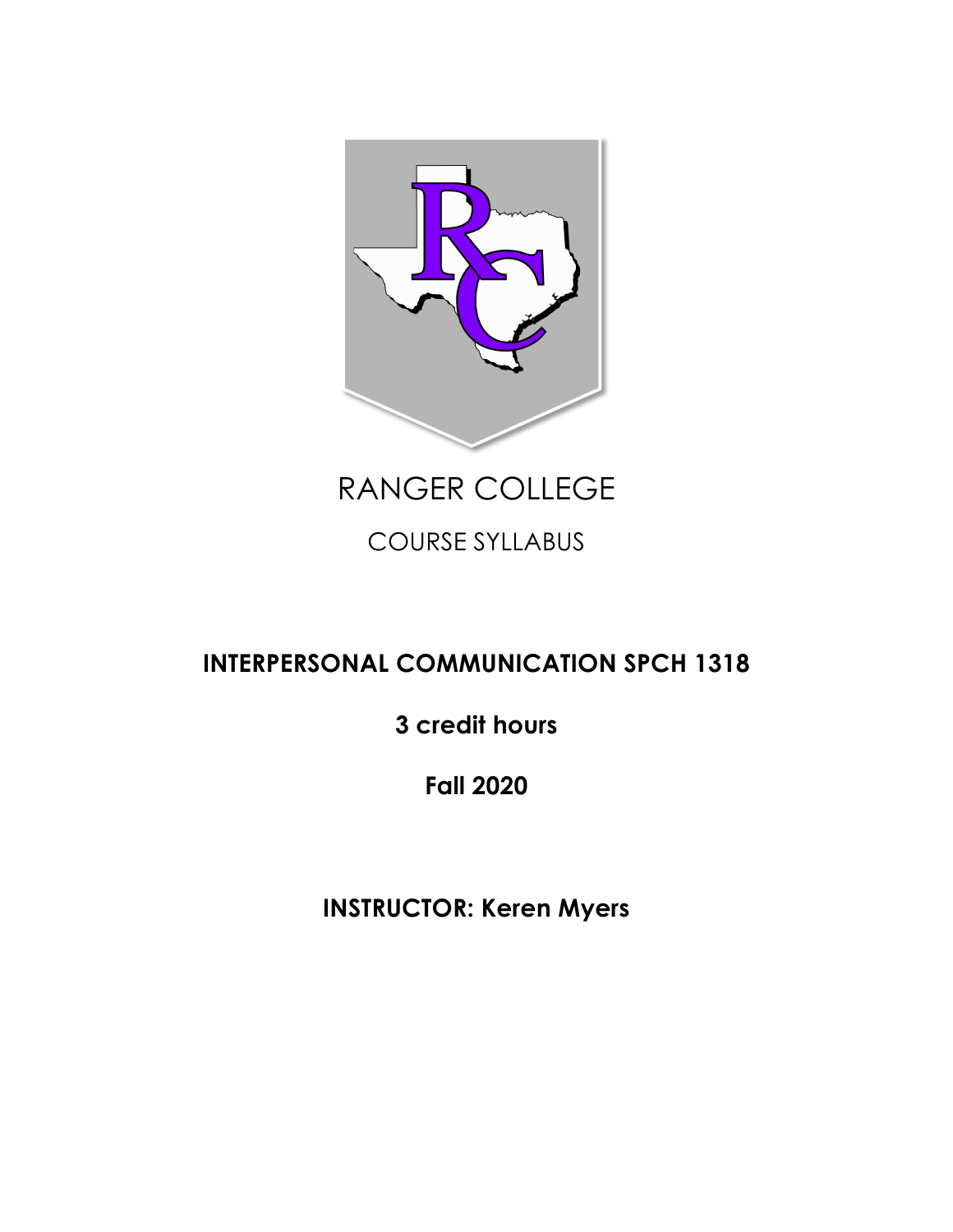# RANGER COLLEGE

## COURSE SYLLABUS

**INTERPERSONAL COMMUNICATION SPCH 1318**

**3 credit hours**

**Fall 2020**

**INSTRUCTOR: Keren Myers**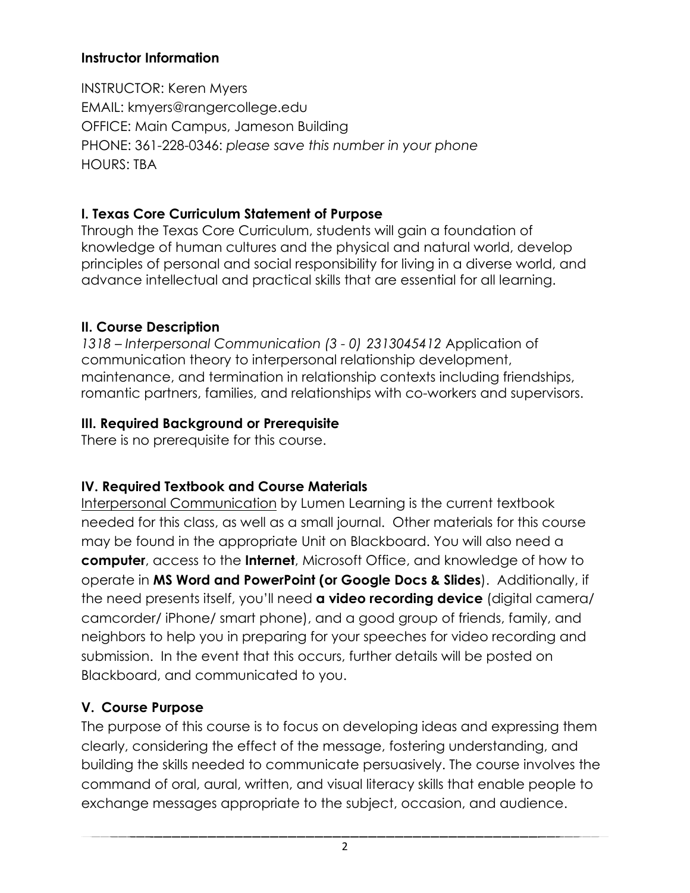## Instructor Information

INSTRUCTOR: Keren Myers
EMAIL: kmyers@rangercollege.edu
OFFICE: Main Campus, Jameson Building
PHONE: 361-228-0346: *please save this number in your phone*
HOURS: TBA

## I. Texas Core Curriculum Statement of Purpose

Through the Texas Core Curriculum, students will gain a foundation of knowledge of human cultures and the physical and natural world, develop principles of personal and social responsibility for living in a diverse world, and advance intellectual and practical skills that are essential for all learning.

## II. Course Description

*1318 – Interpersonal Communication (3 - 0) 2313045412* Application of communication theory to interpersonal relationship development, maintenance, and termination in relationship contexts including friendships, romantic partners, families, and relationships with co-workers and supervisors.

## III. Required Background or Prerequisite

There is no prerequisite for this course.

## IV. Required Textbook and Course Materials

<u>Interpersonal Communication</u> by Lumen Learning is the current textbook needed for this class, as well as a small journal. Other materials for this course may be found in the appropriate Unit on Blackboard. You will also need a **computer**, access to the **Internet**, Microsoft Office, and knowledge of how to operate in **MS Word and PowerPoint (or Google Docs & Slides**). Additionally, if the need presents itself, you'll need **a video recording device** (digital camera/ camcorder/ iPhone/ smart phone), and a good group of friends, family, and neighbors to help you in preparing for your speeches for video recording and submission. In the event that this occurs, further details will be posted on Blackboard, and communicated to you.

## V. Course Purpose

The purpose of this course is to focus on developing ideas and expressing them clearly, considering the effect of the message, fostering understanding, and building the skills needed to communicate persuasively. The course involves the command of oral, aural, written, and visual literacy skills that enable people to exchange messages appropriate to the subject, occasion, and audience.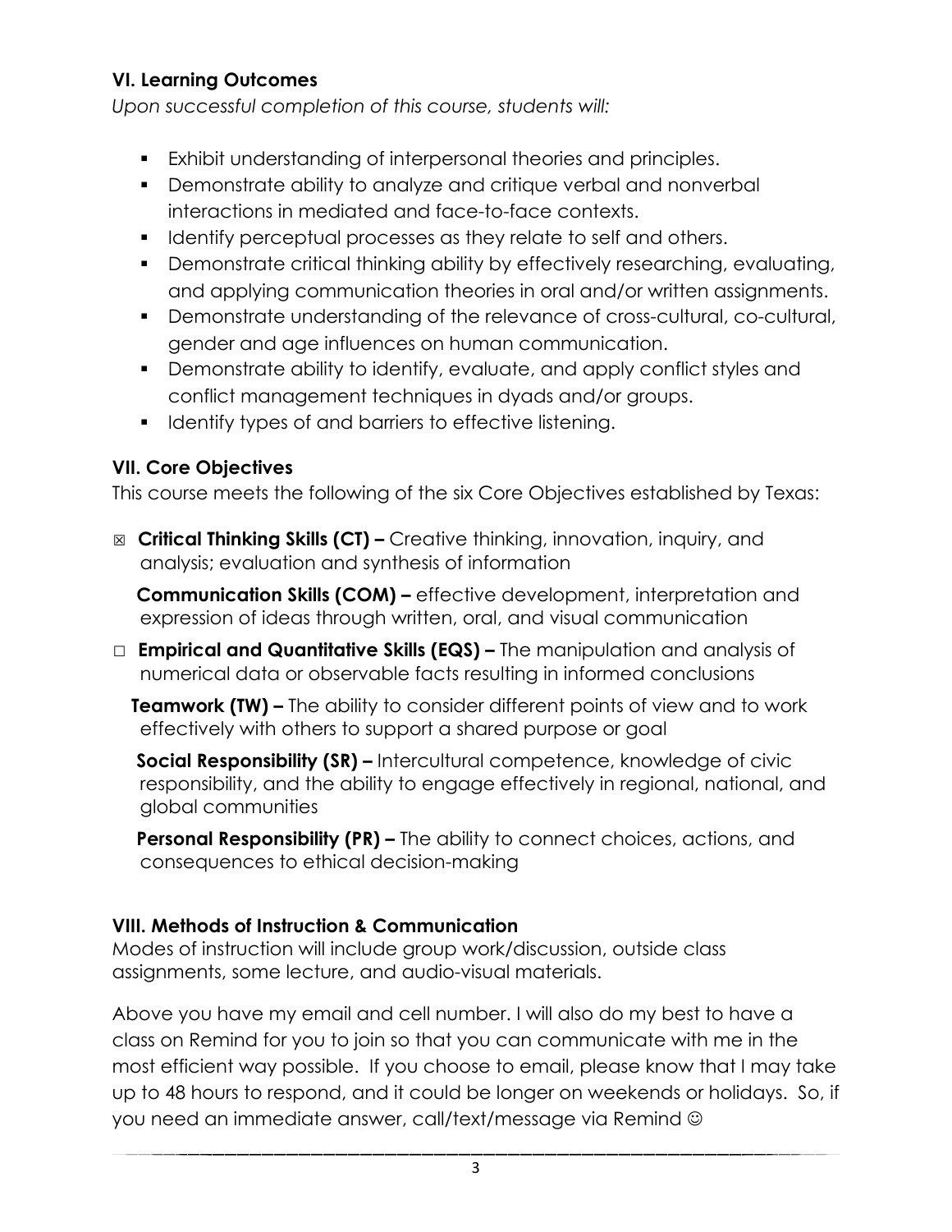### VI. Learning Outcomes

*Upon successful completion of this course, students will:*

- Exhibit understanding of interpersonal theories and principles.
- Demonstrate ability to analyze and critique verbal and nonverbal interactions in mediated and face-to-face contexts.
- Identify perceptual processes as they relate to self and others.
- Demonstrate critical thinking ability by effectively researching, evaluating, and applying communication theories in oral and/or written assignments.
- Demonstrate understanding of the relevance of cross-cultural, co-cultural, gender and age influences on human communication.
- Demonstrate ability to identify, evaluate, and apply conflict styles and conflict management techniques in dyads and/or groups.
- Identify types of and barriers to effective listening.

### VII. Core Objectives

This course meets the following of the six Core Objectives established by Texas:

☒ **Critical Thinking Skills (CT) –** Creative thinking, innovation, inquiry, and analysis; evaluation and synthesis of information

**Communication Skills (COM) –** effective development, interpretation and expression of ideas through written, oral, and visual communication

☐ **Empirical and Quantitative Skills (EQS) –** The manipulation and analysis of numerical data or observable facts resulting in informed conclusions

**Teamwork (TW) –** The ability to consider different points of view and to work effectively with others to support a shared purpose or goal

**Social Responsibility (SR) –** Intercultural competence, knowledge of civic responsibility, and the ability to engage effectively in regional, national, and global communities

**Personal Responsibility (PR) –** The ability to connect choices, actions, and consequences to ethical decision-making

### VIII. Methods of Instruction & Communication

Modes of instruction will include group work/discussion, outside class assignments, some lecture, and audio-visual materials.

Above you have my email and cell number. I will also do my best to have a class on Remind for you to join so that you can communicate with me in the most efficient way possible. If you choose to email, please know that I may take up to 48 hours to respond, and it could be longer on weekends or holidays. So, if you need an immediate answer, call/text/message via Remind ☺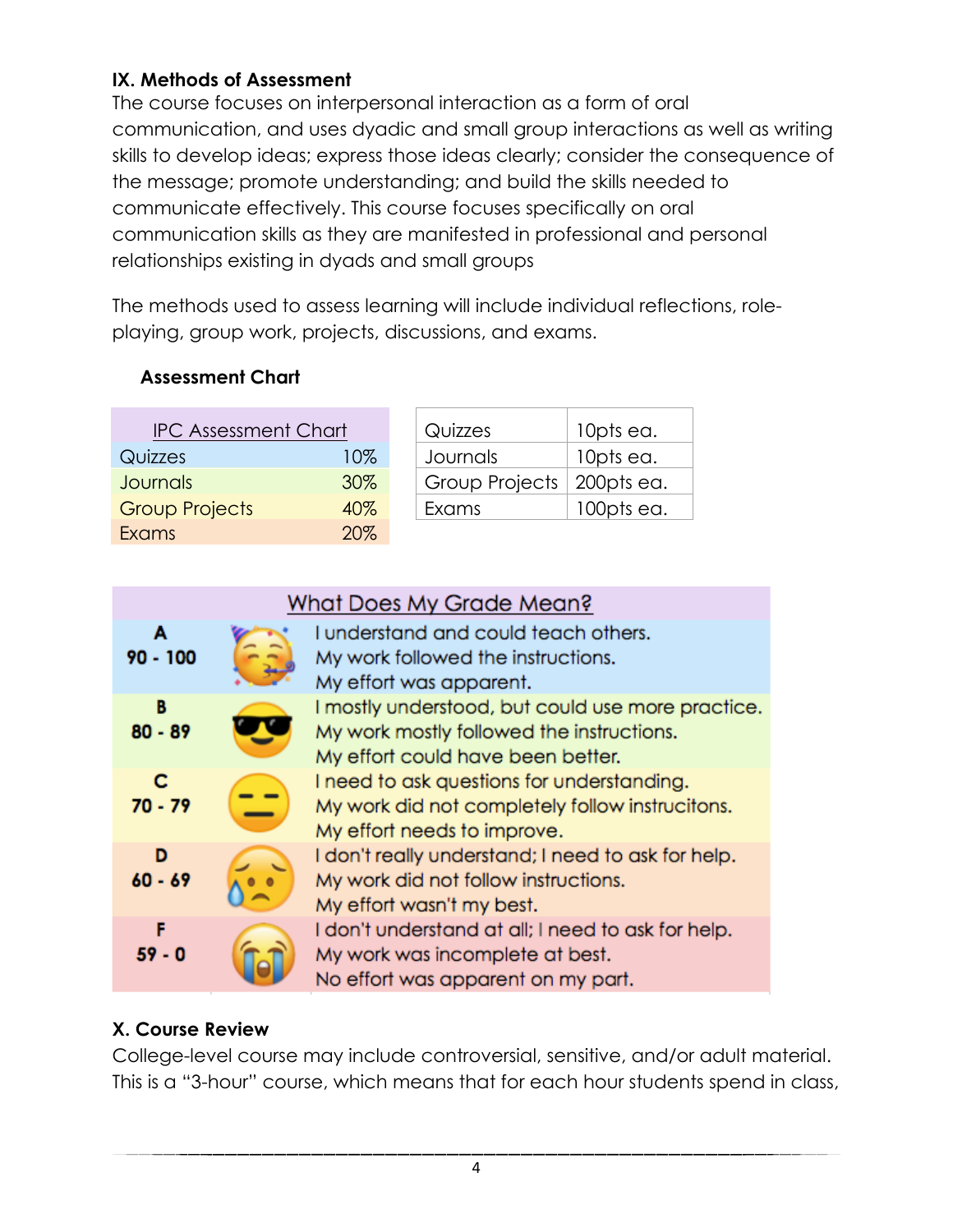**IX. Methods of Assessment**

The course focuses on interpersonal interaction as a form of oral communication, and uses dyadic and small group interactions as well as writing skills to develop ideas; express those ideas clearly; consider the consequence of the message; promote understanding; and build the skills needed to communicate effectively. This course focuses specifically on oral communication skills as they are manifested in professional and personal relationships existing in dyads and small groups

The methods used to assess learning will include individual reflections, role-playing, group work, projects, discussions, and exams.

**Assessment Chart**

| IPC Assessment Chart | |
|---|---|
| Quizzes | 10% |
| Journals | 30% |
| Group Projects | 40% |
| Exams | 20% |

| | |
|---|---|
| Quizzes | 10pts ea. |
| Journals | 10pts ea. |
| Group Projects | 200pts ea. |
| Exams | 100pts ea. |

| What Does My Grade Mean? | |
|---|---|
| **A** **90 - 100** | I understand and could teach others. My work followed the instructions. My effort was apparent. |
| **B** **80 - 89** | I mostly understood, but could use more practice. My work mostly followed the instructions. My effort could have been better. |
| **C** **70 - 79** | I need to ask questions for understanding. My work did not completely follow instrucitons. My effort needs to improve. |
| **D** **60 - 69** | I don't really understand; I need to ask for help. My work did not follow instructions. My effort wasn't my best. |
| **F** **59 - 0** | I don't understand at all; I need to ask for help. My work was incomplete at best. No effort was apparent on my part. |

**X. Course Review**

College-level course may include controversial, sensitive, and/or adult material. This is a "3-hour" course, which means that for each hour students spend in class,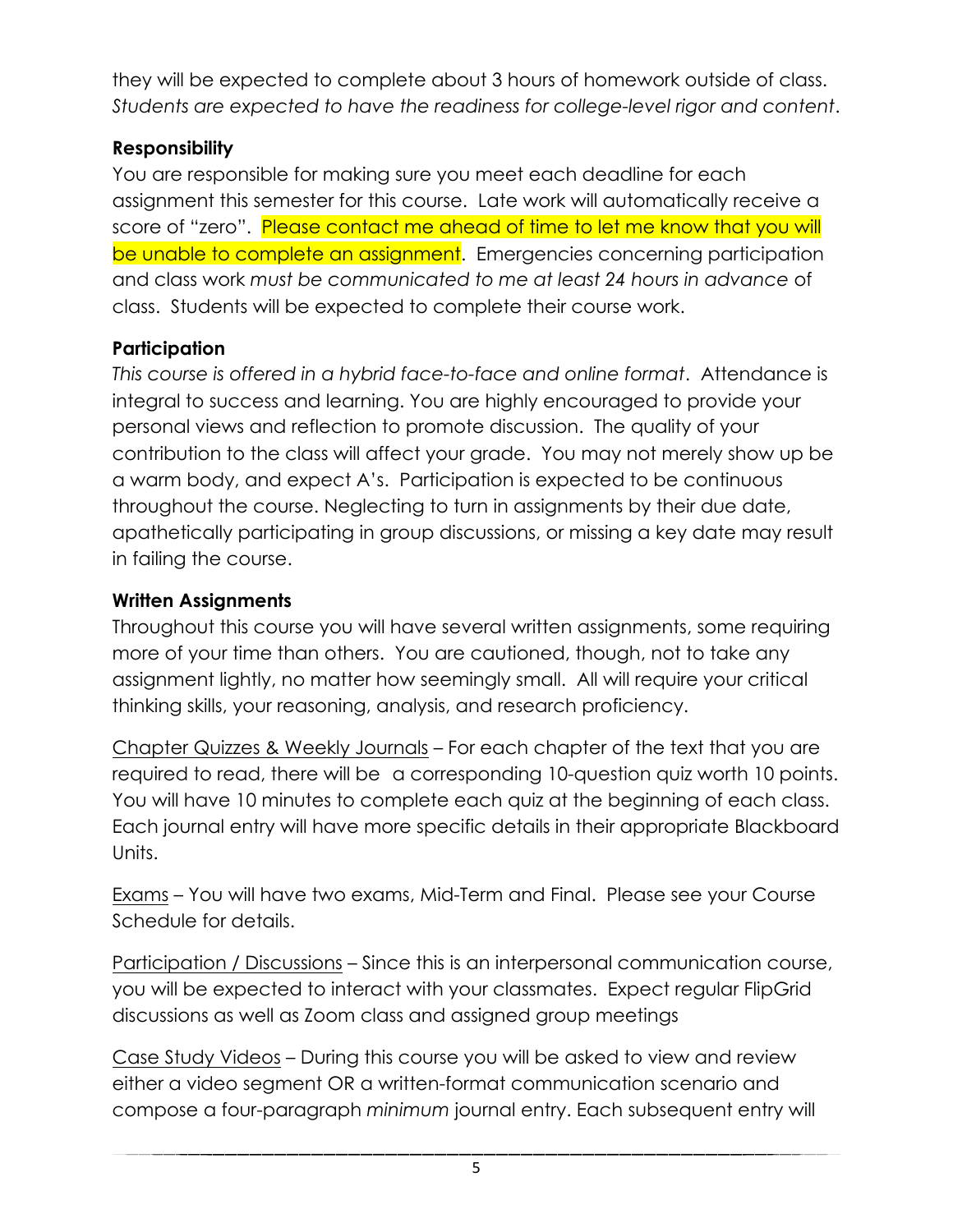they will be expected to complete about 3 hours of homework outside of class. *Students are expected to have the readiness for college-level rigor and content*.

**Responsibility**

You are responsible for making sure you meet each deadline for each assignment this semester for this course. Late work will automatically receive a score of "zero". Please contact me ahead of time to let me know that you will be unable to complete an assignment. Emergencies concerning participation and class work *must be communicated to me at least 24 hours in advance* of class. Students will be expected to complete their course work.

**Participation**

*This course is offered in a hybrid face-to-face and online format*. Attendance is integral to success and learning. You are highly encouraged to provide your personal views and reflection to promote discussion. The quality of your contribution to the class will affect your grade. You may not merely show up be a warm body, and expect A's. Participation is expected to be continuous throughout the course. Neglecting to turn in assignments by their due date, apathetically participating in group discussions, or missing a key date may result in failing the course.

**Written Assignments**

Throughout this course you will have several written assignments, some requiring more of your time than others. You are cautioned, though, not to take any assignment lightly, no matter how seemingly small. All will require your critical thinking skills, your reasoning, analysis, and research proficiency.

<u>Chapter Quizzes & Weekly Journals</u> – For each chapter of the text that you are required to read, there will be a corresponding 10-question quiz worth 10 points. You will have 10 minutes to complete each quiz at the beginning of each class. Each journal entry will have more specific details in their appropriate Blackboard Units.

<u>Exams</u> – You will have two exams, Mid-Term and Final. Please see your Course Schedule for details.

<u>Participation / Discussions</u> – Since this is an interpersonal communication course, you will be expected to interact with your classmates. Expect regular FlipGrid discussions as well as Zoom class and assigned group meetings

<u>Case Study Videos</u> – During this course you will be asked to view and review either a video segment OR a written-format communication scenario and compose a four-paragraph *minimum* journal entry. Each subsequent entry will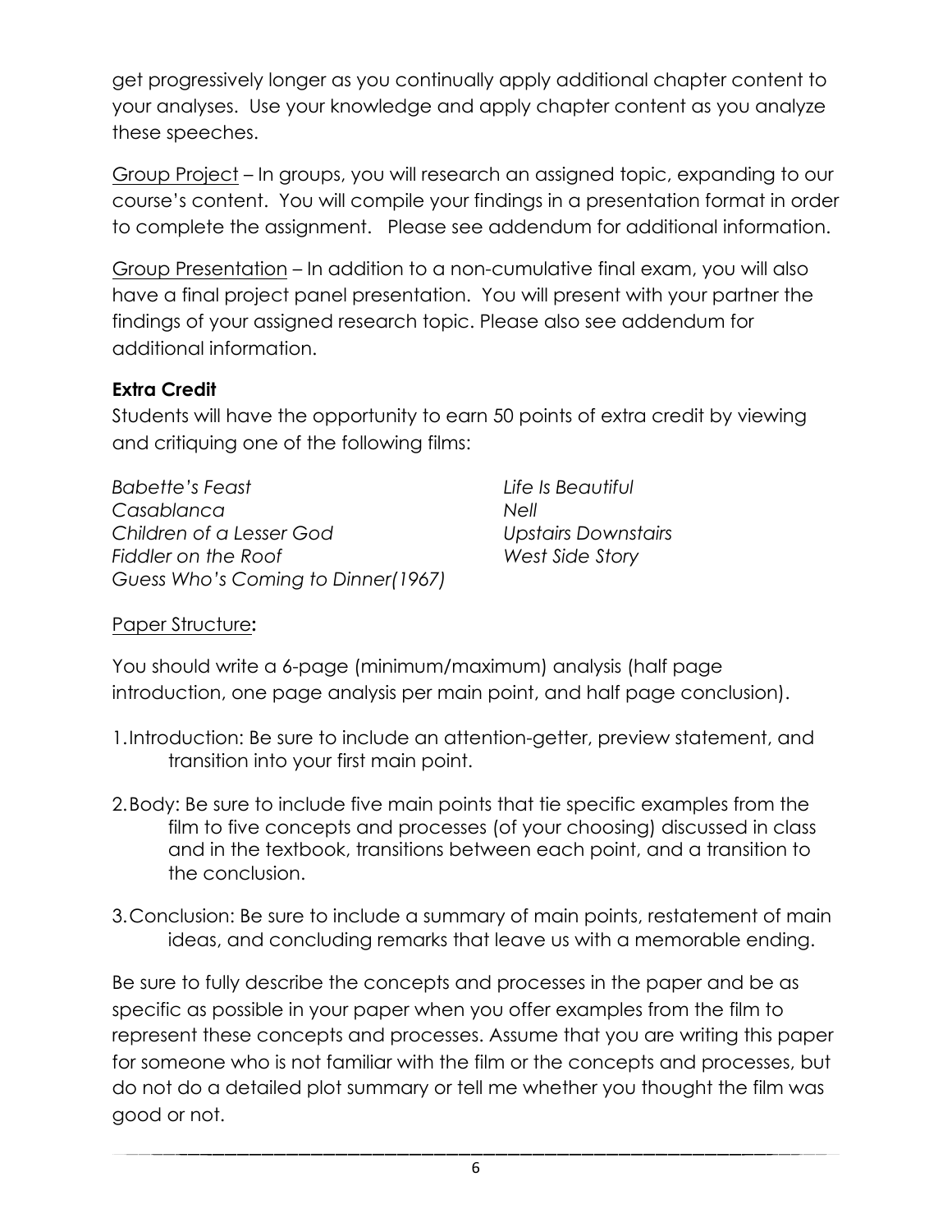get progressively longer as you continually apply additional chapter content to your analyses. Use your knowledge and apply chapter content as you analyze these speeches.

Group Project – In groups, you will research an assigned topic, expanding to our course's content. You will compile your findings in a presentation format in order to complete the assignment. Please see addendum for additional information.

Group Presentation – In addition to a non-cumulative final exam, you will also have a final project panel presentation. You will present with your partner the findings of your assigned research topic. Please also see addendum for additional information.

**Extra Credit**

Students will have the opportunity to earn 50 points of extra credit by viewing and critiquing one of the following films:

*Babette's Feast*
*Casablanca*
*Children of a Lesser God*
*Fiddler on the Roof*
*Guess Who's Coming to Dinner(1967)*
*Life Is Beautiful*
*Nell*
*Upstairs Downstairs*
*West Side Story*

Paper Structure**:**

You should write a 6-page (minimum/maximum) analysis (half page introduction, one page analysis per main point, and half page conclusion).

1. Introduction: Be sure to include an attention-getter, preview statement, and transition into your first main point.
2. Body: Be sure to include five main points that tie specific examples from the film to five concepts and processes (of your choosing) discussed in class and in the textbook, transitions between each point, and a transition to the conclusion.
3. Conclusion: Be sure to include a summary of main points, restatement of main ideas, and concluding remarks that leave us with a memorable ending.

Be sure to fully describe the concepts and processes in the paper and be as specific as possible in your paper when you offer examples from the film to represent these concepts and processes. Assume that you are writing this paper for someone who is not familiar with the film or the concepts and processes, but do not do a detailed plot summary or tell me whether you thought the film was good or not.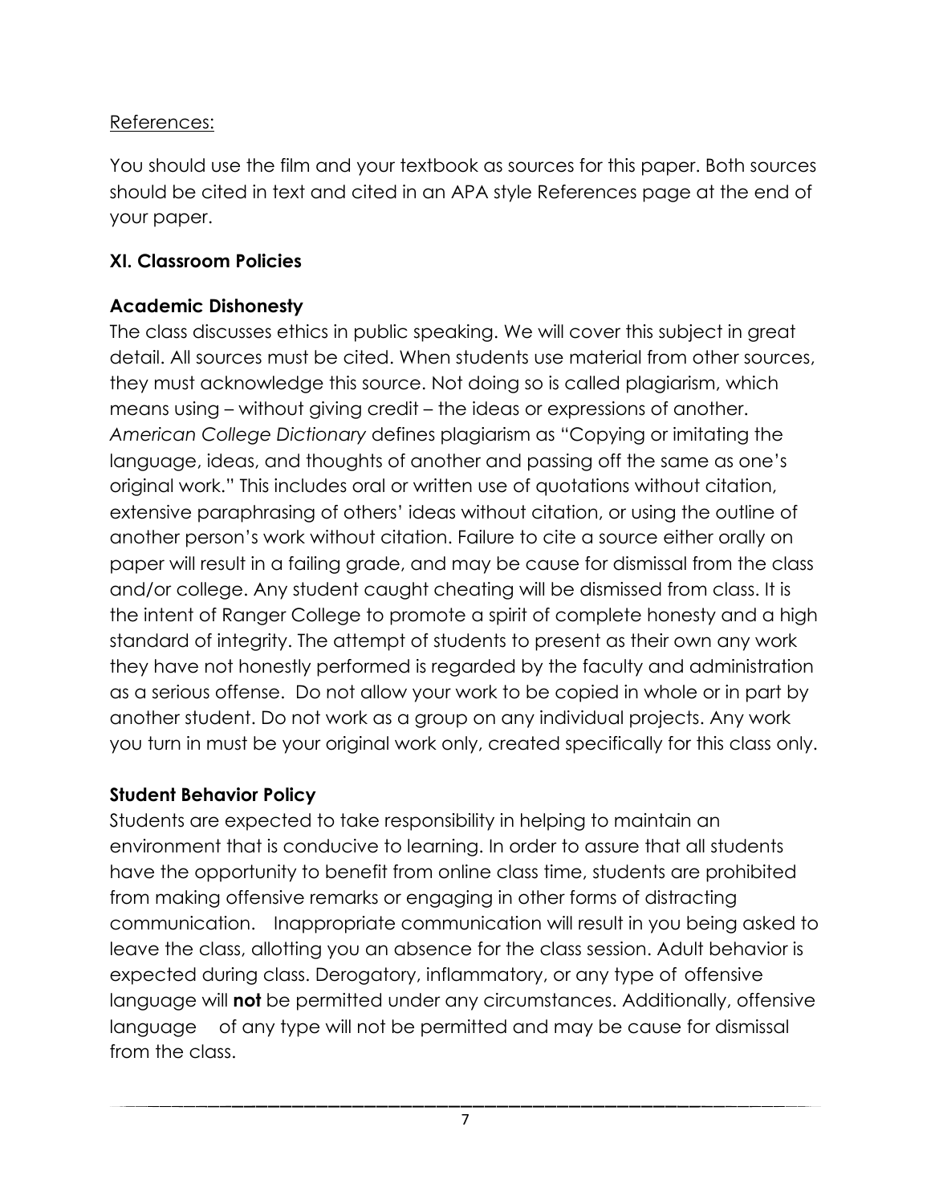References:

You should use the film and your textbook as sources for this paper. Both sources should be cited in text and cited in an APA style References page at the end of your paper.

## XI. Classroom Policies

### Academic Dishonesty

The class discusses ethics in public speaking. We will cover this subject in great detail. All sources must be cited. When students use material from other sources, they must acknowledge this source. Not doing so is called plagiarism, which means using – without giving credit – the ideas or expressions of another. *American College Dictionary* defines plagiarism as "Copying or imitating the language, ideas, and thoughts of another and passing off the same as one's original work." This includes oral or written use of quotations without citation, extensive paraphrasing of others' ideas without citation, or using the outline of another person's work without citation. Failure to cite a source either orally on paper will result in a failing grade, and may be cause for dismissal from the class and/or college. Any student caught cheating will be dismissed from class. It is the intent of Ranger College to promote a spirit of complete honesty and a high standard of integrity. The attempt of students to present as their own any work they have not honestly performed is regarded by the faculty and administration as a serious offense. Do not allow your work to be copied in whole or in part by another student. Do not work as a group on any individual projects. Any work you turn in must be your original work only, created specifically for this class only.

### Student Behavior Policy

Students are expected to take responsibility in helping to maintain an environment that is conducive to learning. In order to assure that all students have the opportunity to benefit from online class time, students are prohibited from making offensive remarks or engaging in other forms of distracting communication. Inappropriate communication will result in you being asked to leave the class, allotting you an absence for the class session. Adult behavior is expected during class. Derogatory, inflammatory, or any type of offensive language will **not** be permitted under any circumstances. Additionally, offensive language of any type will not be permitted and may be cause for dismissal from the class.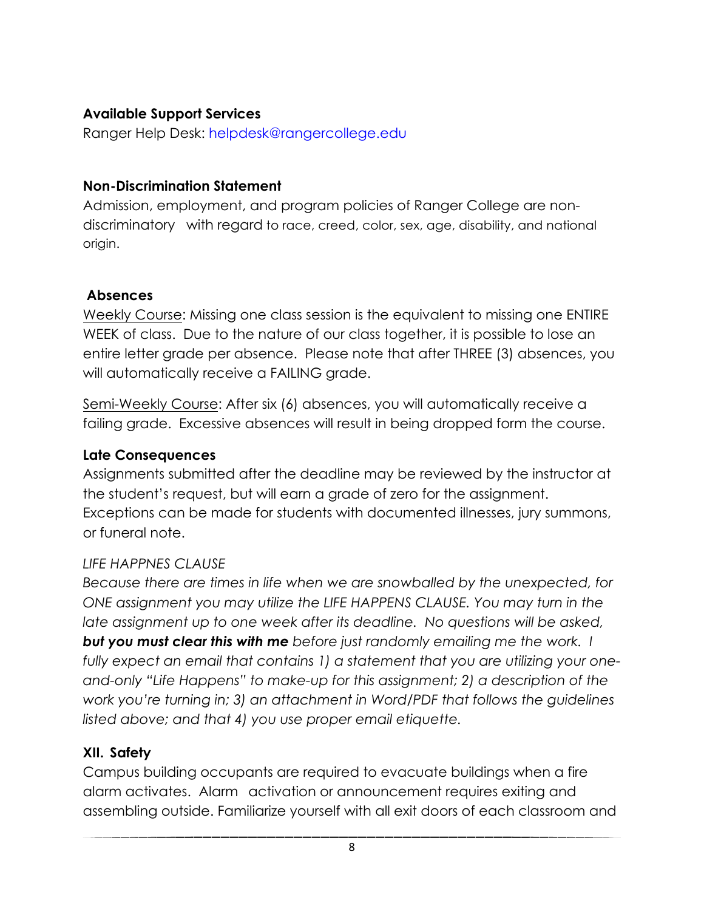**Available Support Services**

Ranger Help Desk: helpdesk@rangercollege.edu

**Non-Discrimination Statement**

Admission, employment, and program policies of Ranger College are non-discriminatory with regard to race, creed, color, sex, age, disability, and national origin.

**Absences**

Weekly Course: Missing one class session is the equivalent to missing one ENTIRE WEEK of class. Due to the nature of our class together, it is possible to lose an entire letter grade per absence. Please note that after THREE (3) absences, you will automatically receive a FAILING grade.

Semi-Weekly Course: After six (6) absences, you will automatically receive a failing grade. Excessive absences will result in being dropped form the course.

**Late Consequences**

Assignments submitted after the deadline may be reviewed by the instructor at the student's request, but will earn a grade of zero for the assignment. Exceptions can be made for students with documented illnesses, jury summons, or funeral note.

*LIFE HAPPNES CLAUSE*

*Because there are times in life when we are snowballed by the unexpected, for ONE assignment you may utilize the LIFE HAPPENS CLAUSE. You may turn in the late assignment up to one week after its deadline. No questions will be asked,* ***but you must clear this with me*** *before just randomly emailing me the work. I fully expect an email that contains 1) a statement that you are utilizing your one-and-only "Life Happens" to make-up for this assignment; 2) a description of the work you're turning in; 3) an attachment in Word/PDF that follows the guidelines listed above; and that 4) you use proper email etiquette.*

**XII. Safety**

Campus building occupants are required to evacuate buildings when a fire alarm activates. Alarm activation or announcement requires exiting and assembling outside. Familiarize yourself with all exit doors of each classroom and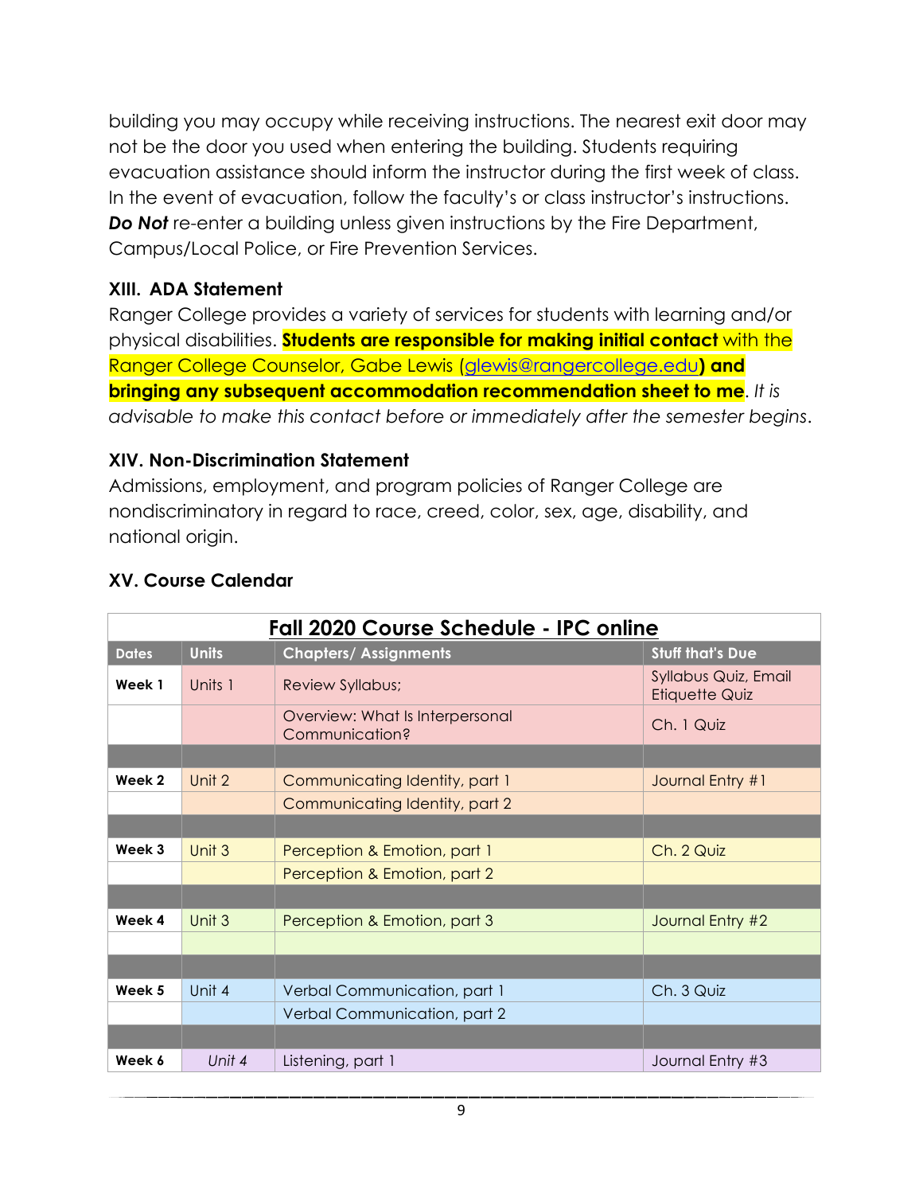building you may occupy while receiving instructions. The nearest exit door may not be the door you used when entering the building. Students requiring evacuation assistance should inform the instructor during the first week of class. In the event of evacuation, follow the faculty's or class instructor's instructions. ***Do Not*** re-enter a building unless given instructions by the Fire Department, Campus/Local Police, or Fire Prevention Services.

### XIII. ADA Statement

Ranger College provides a variety of services for students with learning and/or physical disabilities. **Students are responsible for making initial contact** with the Ranger College Counselor, Gabe Lewis (glewis@rangercollege.edu**) and bringing any subsequent accommodation recommendation sheet to me**. *It is advisable to make this contact before or immediately after the semester begins.*

### XIV. Non-Discrimination Statement

Admissions, employment, and program policies of Ranger College are nondiscriminatory in regard to race, creed, color, sex, age, disability, and national origin.

### XV. Course Calendar

**Fall 2020 Course Schedule - IPC online**

| Dates | Units | Chapters/ Assignments | Stuff that's Due |
|---|---|---|---|
| **Week 1** | Units 1 | Review Syllabus; | Syllabus Quiz, Email Etiquette Quiz |
| | | Overview: What Is Interpersonal Communication? | Ch. 1 Quiz |
| | | | |
| **Week 2** | Unit 2 | Communicating Identity, part 1 | Journal Entry #1 |
| | | Communicating Identity, part 2 | |
| | | | |
| **Week 3** | Unit 3 | Perception & Emotion, part 1 | Ch. 2 Quiz |
| | | Perception & Emotion, part 2 | |
| | | | |
| **Week 4** | Unit 3 | Perception & Emotion, part 3 | Journal Entry #2 |
| | | | |
| | | | |
| **Week 5** | Unit 4 | Verbal Communication, part 1 | Ch. 3 Quiz |
| | | Verbal Communication, part 2 | |
| | | | |
| **Week 6** | *Unit 4* | Listening, part 1 | Journal Entry #3 |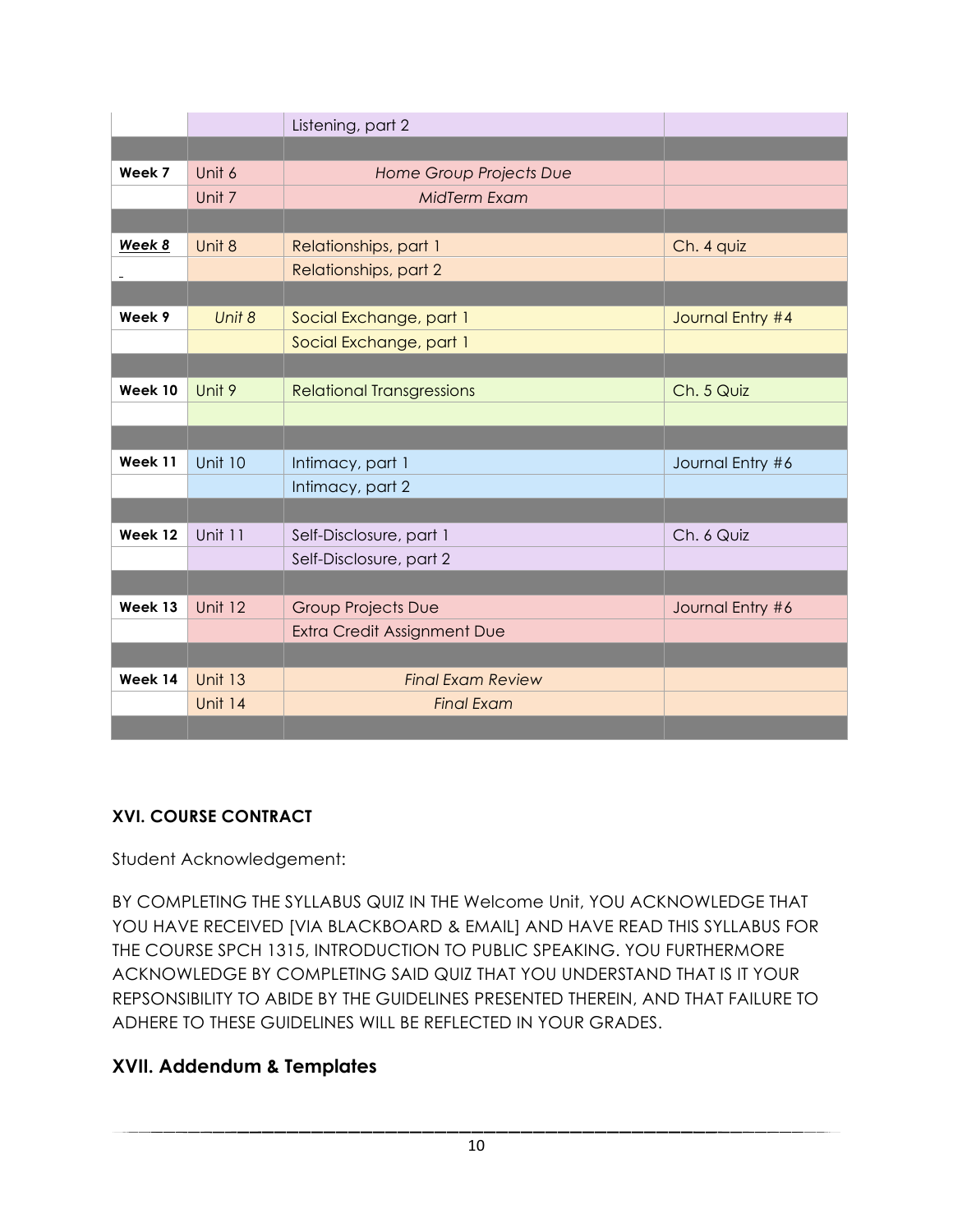| | | | |
|---|---|---|---|
| | | Listening, part 2 | |
| | | | |
| **Week 7** | Unit 6 | *Home Group Projects Due* | |
| | Unit 7 | *MidTerm Exam* | |
| | | | |
| ***Week 8*** | Unit 8 | Relationships, part 1 | Ch. 4 quiz |
| _ | | Relationships, part 2 | |
| | | | |
| **Week 9** | *Unit 8* | Social Exchange, part 1 | Journal Entry #4 |
| | | Social Exchange, part 1 | |
| | | | |
| **Week 10** | Unit 9 | Relational Transgressions | Ch. 5 Quiz |
| | | | |
| | | | |
| **Week 11** | Unit 10 | Intimacy, part 1 | Journal Entry #6 |
| | | Intimacy, part 2 | |
| | | | |
| **Week 12** | Unit 11 | Self-Disclosure, part 1 | Ch. 6 Quiz |
| | | Self-Disclosure, part 2 | |
| | | | |
| **Week 13** | Unit 12 | Group Projects Due | Journal Entry #6 |
| | | Extra Credit Assignment Due | |
| | | | |
| **Week 14** | Unit 13 | *Final Exam Review* | |
| | Unit 14 | *Final Exam* | |
| | | | |

### XVI. COURSE CONTRACT

Student Acknowledgement:

BY COMPLETING THE SYLLABUS QUIZ IN THE Welcome Unit, YOU ACKNOWLEDGE THAT YOU HAVE RECEIVED [VIA BLACKBOARD & EMAIL] AND HAVE READ THIS SYLLABUS FOR THE COURSE SPCH 1315, INTRODUCTION TO PUBLIC SPEAKING. YOU FURTHERMORE ACKNOWLEDGE BY COMPLETING SAID QUIZ THAT YOU UNDERSTAND THAT IS IT YOUR REPSONSIBILITY TO ABIDE BY THE GUIDELINES PRESENTED THEREIN, AND THAT FAILURE TO ADHERE TO THESE GUIDELINES WILL BE REFLECTED IN YOUR GRADES.

## XVII. Addendum & Templates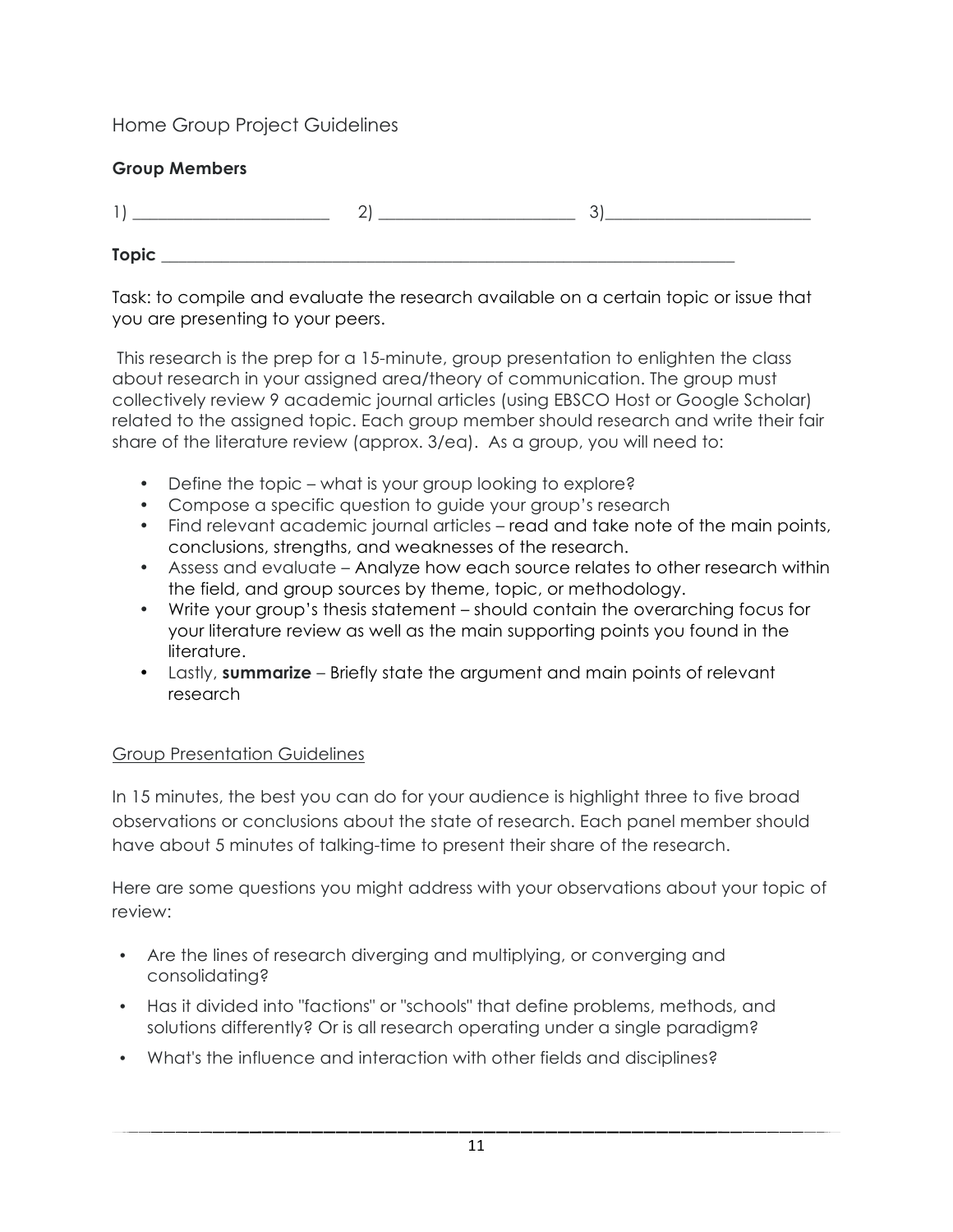## Home Group Project Guidelines

**Group Members**

1) ______________________ 2) ______________________ 3)______________________

**Topic** ____________________________________________________________________

Task: to compile and evaluate the research available on a certain topic or issue that you are presenting to your peers.

This research is the prep for a 15-minute, group presentation to enlighten the class about research in your assigned area/theory of communication. The group must collectively review 9 academic journal articles (using EBSCO Host or Google Scholar) related to the assigned topic. Each group member should research and write their fair share of the literature review (approx. 3/ea). As a group, you will need to:

- Define the topic – what is your group looking to explore?
- Compose a specific question to guide your group's research
- Find relevant academic journal articles – read and take note of the main points, conclusions, strengths, and weaknesses of the research.
- Assess and evaluate – Analyze how each source relates to other research within the field, and group sources by theme, topic, or methodology.
- Write your group's thesis statement – should contain the overarching focus for your literature review as well as the main supporting points you found in the literature.
- Lastly, **summarize** – Briefly state the argument and main points of relevant research

### Group Presentation Guidelines

In 15 minutes, the best you can do for your audience is highlight three to five broad observations or conclusions about the state of research. Each panel member should have about 5 minutes of talking-time to present their share of the research.

Here are some questions you might address with your observations about your topic of review:

- Are the lines of research diverging and multiplying, or converging and consolidating?
- Has it divided into "factions" or "schools" that define problems, methods, and solutions differently? Or is all research operating under a single paradigm?
- What's the influence and interaction with other fields and disciplines?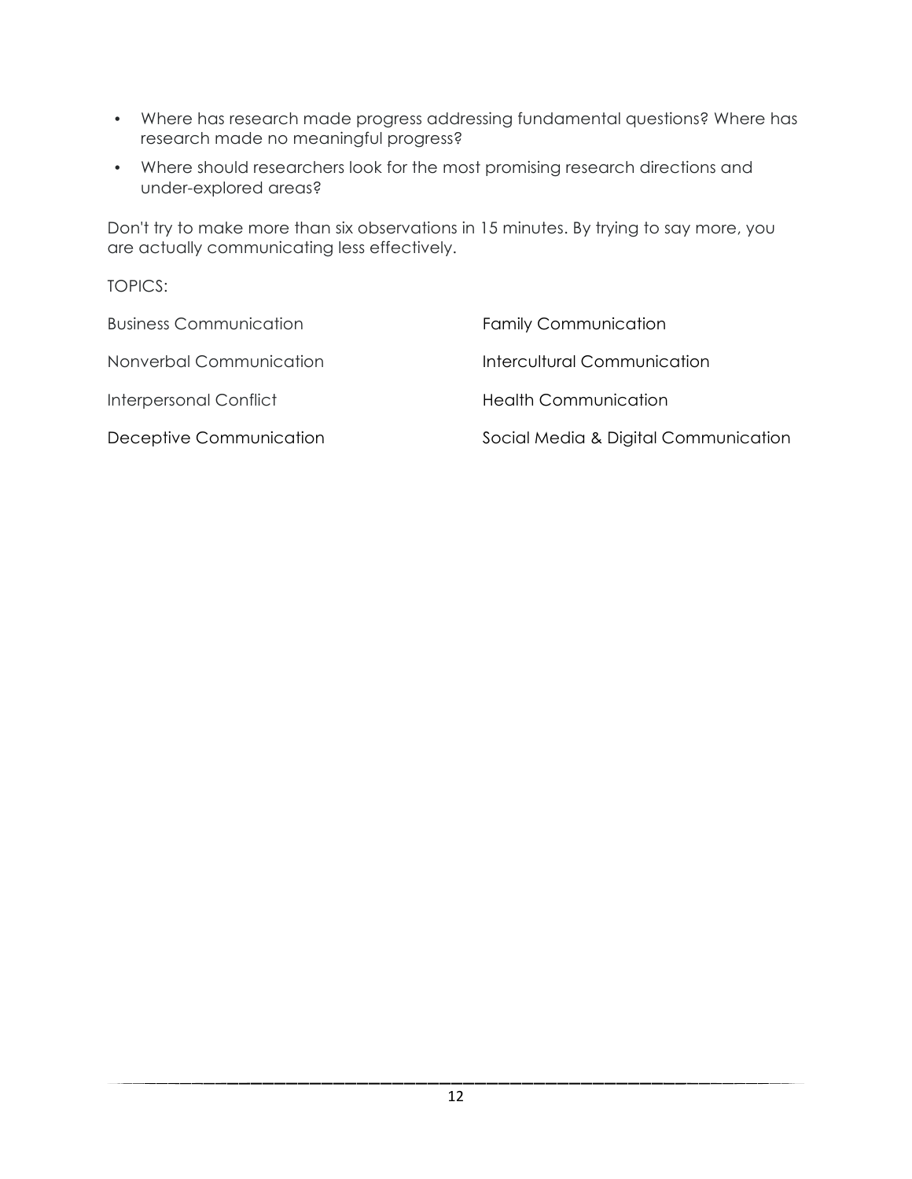- Where has research made progress addressing fundamental questions? Where has research made no meaningful progress?
- Where should researchers look for the most promising research directions and under-explored areas?

Don't try to make more than six observations in 15 minutes. By trying to say more, you are actually communicating less effectively.

TOPICS:

| | |
|---|---|
| Business Communication | Family Communication |
| Nonverbal Communication | Intercultural Communication |
| Interpersonal Conflict | Health Communication |
| Deceptive Communication | Social Media & Digital Communication |